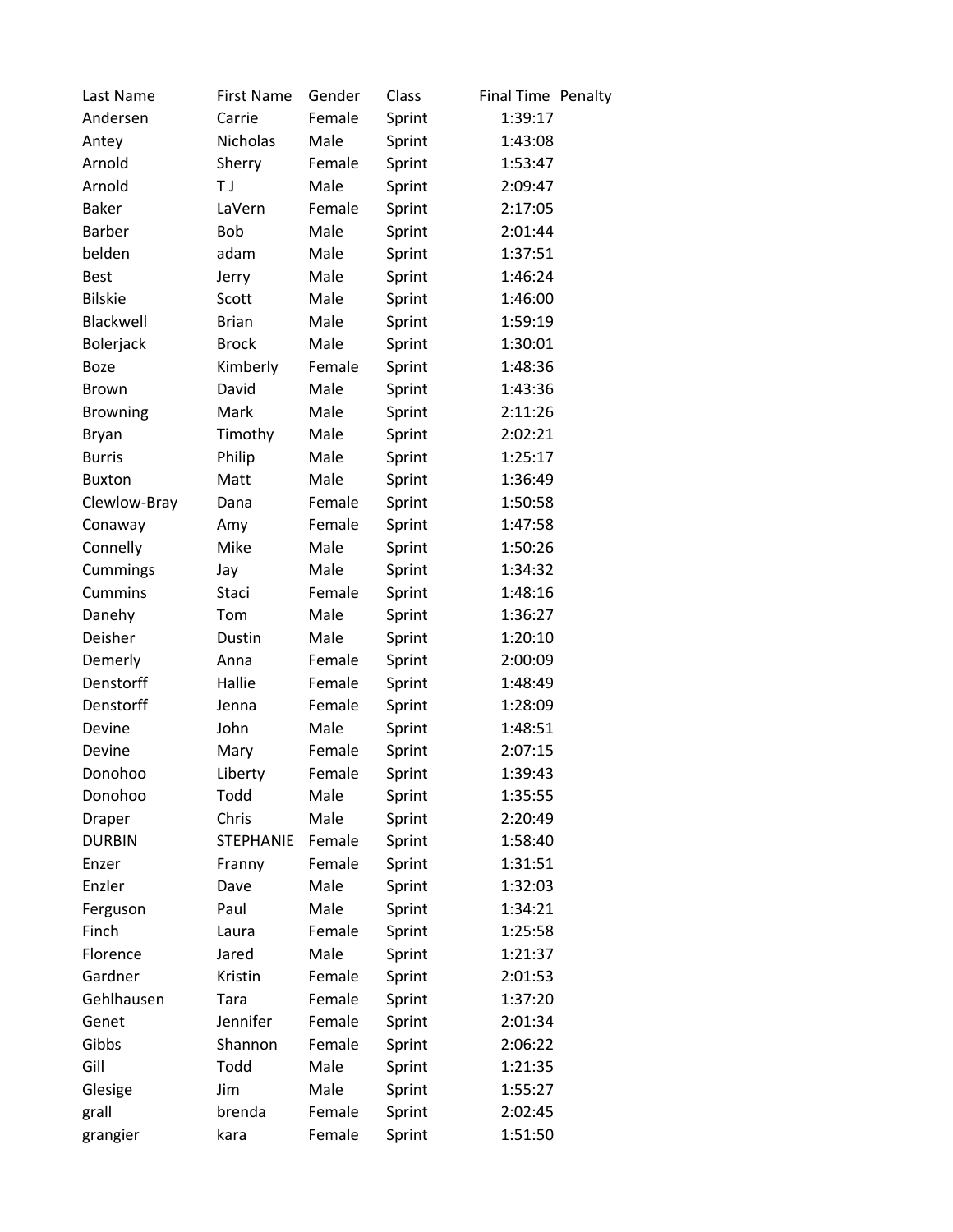| Last Name | First Name | Gender | Class | Final Time | Penalty |
|---|---|---|---|---|---|
| Andersen | Carrie | Female | Sprint | 1:39:17 | |
| Antey | Nicholas | Male | Sprint | 1:43:08 | |
| Arnold | Sherry | Female | Sprint | 1:53:47 | |
| Arnold | T J | Male | Sprint | 2:09:47 | |
| Baker | LaVern | Female | Sprint | 2:17:05 | |
| Barber | Bob | Male | Sprint | 2:01:44 | |
| belden | adam | Male | Sprint | 1:37:51 | |
| Best | Jerry | Male | Sprint | 1:46:24 | |
| Bilskie | Scott | Male | Sprint | 1:46:00 | |
| Blackwell | Brian | Male | Sprint | 1:59:19 | |
| Bolerjack | Brock | Male | Sprint | 1:30:01 | |
| Boze | Kimberly | Female | Sprint | 1:48:36 | |
| Brown | David | Male | Sprint | 1:43:36 | |
| Browning | Mark | Male | Sprint | 2:11:26 | |
| Bryan | Timothy | Male | Sprint | 2:02:21 | |
| Burris | Philip | Male | Sprint | 1:25:17 | |
| Buxton | Matt | Male | Sprint | 1:36:49 | |
| Clewlow-Bray | Dana | Female | Sprint | 1:50:58 | |
| Conaway | Amy | Female | Sprint | 1:47:58 | |
| Connelly | Mike | Male | Sprint | 1:50:26 | |
| Cummings | Jay | Male | Sprint | 1:34:32 | |
| Cummins | Staci | Female | Sprint | 1:48:16 | |
| Danehy | Tom | Male | Sprint | 1:36:27 | |
| Deisher | Dustin | Male | Sprint | 1:20:10 | |
| Demerly | Anna | Female | Sprint | 2:00:09 | |
| Denstorff | Hallie | Female | Sprint | 1:48:49 | |
| Denstorff | Jenna | Female | Sprint | 1:28:09 | |
| Devine | John | Male | Sprint | 1:48:51 | |
| Devine | Mary | Female | Sprint | 2:07:15 | |
| Donohoo | Liberty | Female | Sprint | 1:39:43 | |
| Donohoo | Todd | Male | Sprint | 1:35:55 | |
| Draper | Chris | Male | Sprint | 2:20:49 | |
| DURBIN | STEPHANIE | Female | Sprint | 1:58:40 | |
| Enzer | Franny | Female | Sprint | 1:31:51 | |
| Enzler | Dave | Male | Sprint | 1:32:03 | |
| Ferguson | Paul | Male | Sprint | 1:34:21 | |
| Finch | Laura | Female | Sprint | 1:25:58 | |
| Florence | Jared | Male | Sprint | 1:21:37 | |
| Gardner | Kristin | Female | Sprint | 2:01:53 | |
| Gehlhausen | Tara | Female | Sprint | 1:37:20 | |
| Genet | Jennifer | Female | Sprint | 2:01:34 | |
| Gibbs | Shannon | Female | Sprint | 2:06:22 | |
| Gill | Todd | Male | Sprint | 1:21:35 | |
| Glesige | Jim | Male | Sprint | 1:55:27 | |
| grall | brenda | Female | Sprint | 2:02:45 | |
| grangier | kara | Female | Sprint | 1:51:50 | |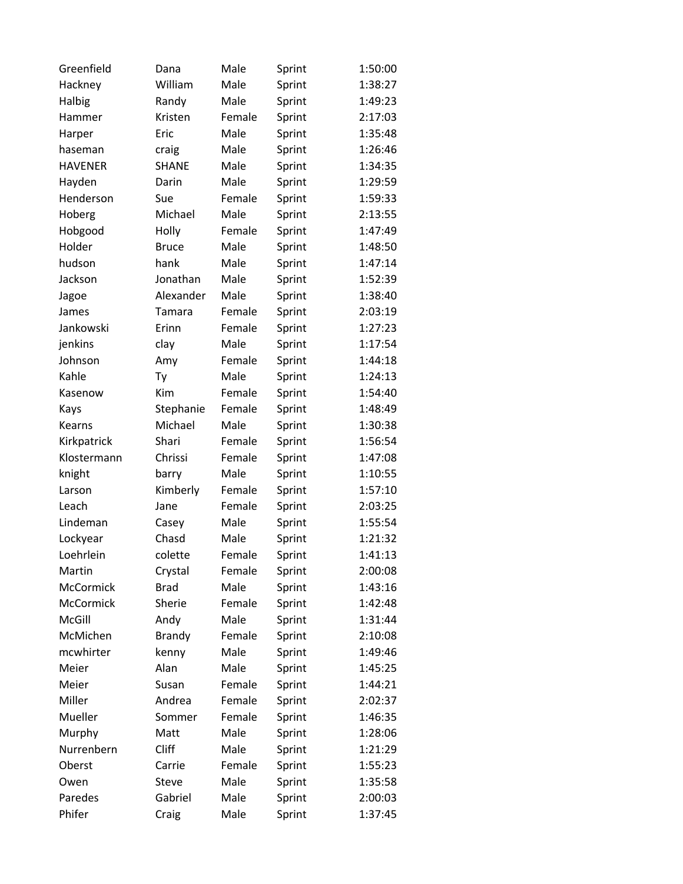| | | | | |
|---|---|---|---|---|
| Greenfield | Dana | Male | Sprint | 1:50:00 |
| Hackney | William | Male | Sprint | 1:38:27 |
| Halbig | Randy | Male | Sprint | 1:49:23 |
| Hammer | Kristen | Female | Sprint | 2:17:03 |
| Harper | Eric | Male | Sprint | 1:35:48 |
| haseman | craig | Male | Sprint | 1:26:46 |
| HAVENER | SHANE | Male | Sprint | 1:34:35 |
| Hayden | Darin | Male | Sprint | 1:29:59 |
| Henderson | Sue | Female | Sprint | 1:59:33 |
| Hoberg | Michael | Male | Sprint | 2:13:55 |
| Hobgood | Holly | Female | Sprint | 1:47:49 |
| Holder | Bruce | Male | Sprint | 1:48:50 |
| hudson | hank | Male | Sprint | 1:47:14 |
| Jackson | Jonathan | Male | Sprint | 1:52:39 |
| Jagoe | Alexander | Male | Sprint | 1:38:40 |
| James | Tamara | Female | Sprint | 2:03:19 |
| Jankowski | Erinn | Female | Sprint | 1:27:23 |
| jenkins | clay | Male | Sprint | 1:17:54 |
| Johnson | Amy | Female | Sprint | 1:44:18 |
| Kahle | Ty | Male | Sprint | 1:24:13 |
| Kasenow | Kim | Female | Sprint | 1:54:40 |
| Kays | Stephanie | Female | Sprint | 1:48:49 |
| Kearns | Michael | Male | Sprint | 1:30:38 |
| Kirkpatrick | Shari | Female | Sprint | 1:56:54 |
| Klostermann | Chrissi | Female | Sprint | 1:47:08 |
| knight | barry | Male | Sprint | 1:10:55 |
| Larson | Kimberly | Female | Sprint | 1:57:10 |
| Leach | Jane | Female | Sprint | 2:03:25 |
| Lindeman | Casey | Male | Sprint | 1:55:54 |
| Lockyear | Chasd | Male | Sprint | 1:21:32 |
| Loehrlein | colette | Female | Sprint | 1:41:13 |
| Martin | Crystal | Female | Sprint | 2:00:08 |
| McCormick | Brad | Male | Sprint | 1:43:16 |
| McCormick | Sherie | Female | Sprint | 1:42:48 |
| McGill | Andy | Male | Sprint | 1:31:44 |
| McMichen | Brandy | Female | Sprint | 2:10:08 |
| mcwhirter | kenny | Male | Sprint | 1:49:46 |
| Meier | Alan | Male | Sprint | 1:45:25 |
| Meier | Susan | Female | Sprint | 1:44:21 |
| Miller | Andrea | Female | Sprint | 2:02:37 |
| Mueller | Sommer | Female | Sprint | 1:46:35 |
| Murphy | Matt | Male | Sprint | 1:28:06 |
| Nurrenbern | Cliff | Male | Sprint | 1:21:29 |
| Oberst | Carrie | Female | Sprint | 1:55:23 |
| Owen | Steve | Male | Sprint | 1:35:58 |
| Paredes | Gabriel | Male | Sprint | 2:00:03 |
| Phifer | Craig | Male | Sprint | 1:37:45 |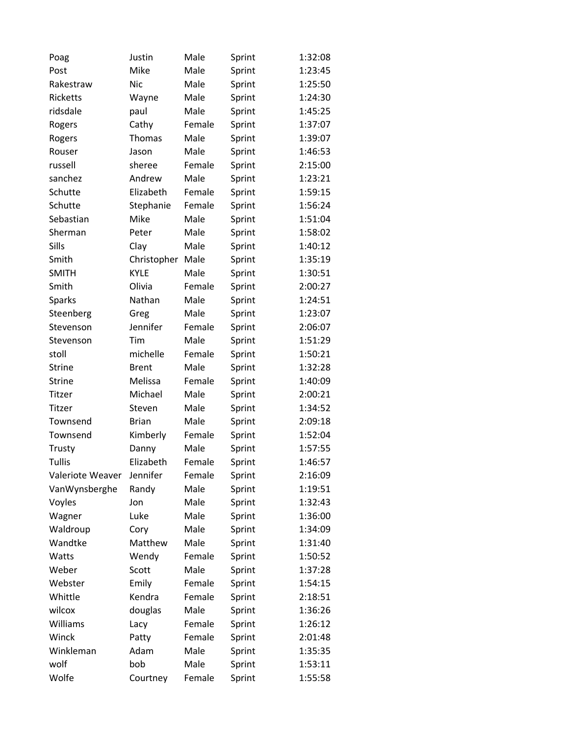| | | | | |
|---|---|---|---|---|
| Poag | Justin | Male | Sprint | 1:32:08 |
| Post | Mike | Male | Sprint | 1:23:45 |
| Rakestraw | Nic | Male | Sprint | 1:25:50 |
| Ricketts | Wayne | Male | Sprint | 1:24:30 |
| ridsdale | paul | Male | Sprint | 1:45:25 |
| Rogers | Cathy | Female | Sprint | 1:37:07 |
| Rogers | Thomas | Male | Sprint | 1:39:07 |
| Rouser | Jason | Male | Sprint | 1:46:53 |
| russell | sheree | Female | Sprint | 2:15:00 |
| sanchez | Andrew | Male | Sprint | 1:23:21 |
| Schutte | Elizabeth | Female | Sprint | 1:59:15 |
| Schutte | Stephanie | Female | Sprint | 1:56:24 |
| Sebastian | Mike | Male | Sprint | 1:51:04 |
| Sherman | Peter | Male | Sprint | 1:58:02 |
| Sills | Clay | Male | Sprint | 1:40:12 |
| Smith | Christopher | Male | Sprint | 1:35:19 |
| SMITH | KYLE | Male | Sprint | 1:30:51 |
| Smith | Olivia | Female | Sprint | 2:00:27 |
| Sparks | Nathan | Male | Sprint | 1:24:51 |
| Steenberg | Greg | Male | Sprint | 1:23:07 |
| Stevenson | Jennifer | Female | Sprint | 2:06:07 |
| Stevenson | Tim | Male | Sprint | 1:51:29 |
| stoll | michelle | Female | Sprint | 1:50:21 |
| Strine | Brent | Male | Sprint | 1:32:28 |
| Strine | Melissa | Female | Sprint | 1:40:09 |
| Titzer | Michael | Male | Sprint | 2:00:21 |
| Titzer | Steven | Male | Sprint | 1:34:52 |
| Townsend | Brian | Male | Sprint | 2:09:18 |
| Townsend | Kimberly | Female | Sprint | 1:52:04 |
| Trusty | Danny | Male | Sprint | 1:57:55 |
| Tullis | Elizabeth | Female | Sprint | 1:46:57 |
| Valeriote Weaver | Jennifer | Female | Sprint | 2:16:09 |
| VanWynsberghe | Randy | Male | Sprint | 1:19:51 |
| Voyles | Jon | Male | Sprint | 1:32:43 |
| Wagner | Luke | Male | Sprint | 1:36:00 |
| Waldroup | Cory | Male | Sprint | 1:34:09 |
| Wandtke | Matthew | Male | Sprint | 1:31:40 |
| Watts | Wendy | Female | Sprint | 1:50:52 |
| Weber | Scott | Male | Sprint | 1:37:28 |
| Webster | Emily | Female | Sprint | 1:54:15 |
| Whittle | Kendra | Female | Sprint | 2:18:51 |
| wilcox | douglas | Male | Sprint | 1:36:26 |
| Williams | Lacy | Female | Sprint | 1:26:12 |
| Winck | Patty | Female | Sprint | 2:01:48 |
| Winkleman | Adam | Male | Sprint | 1:35:35 |
| wolf | bob | Male | Sprint | 1:53:11 |
| Wolfe | Courtney | Female | Sprint | 1:55:58 |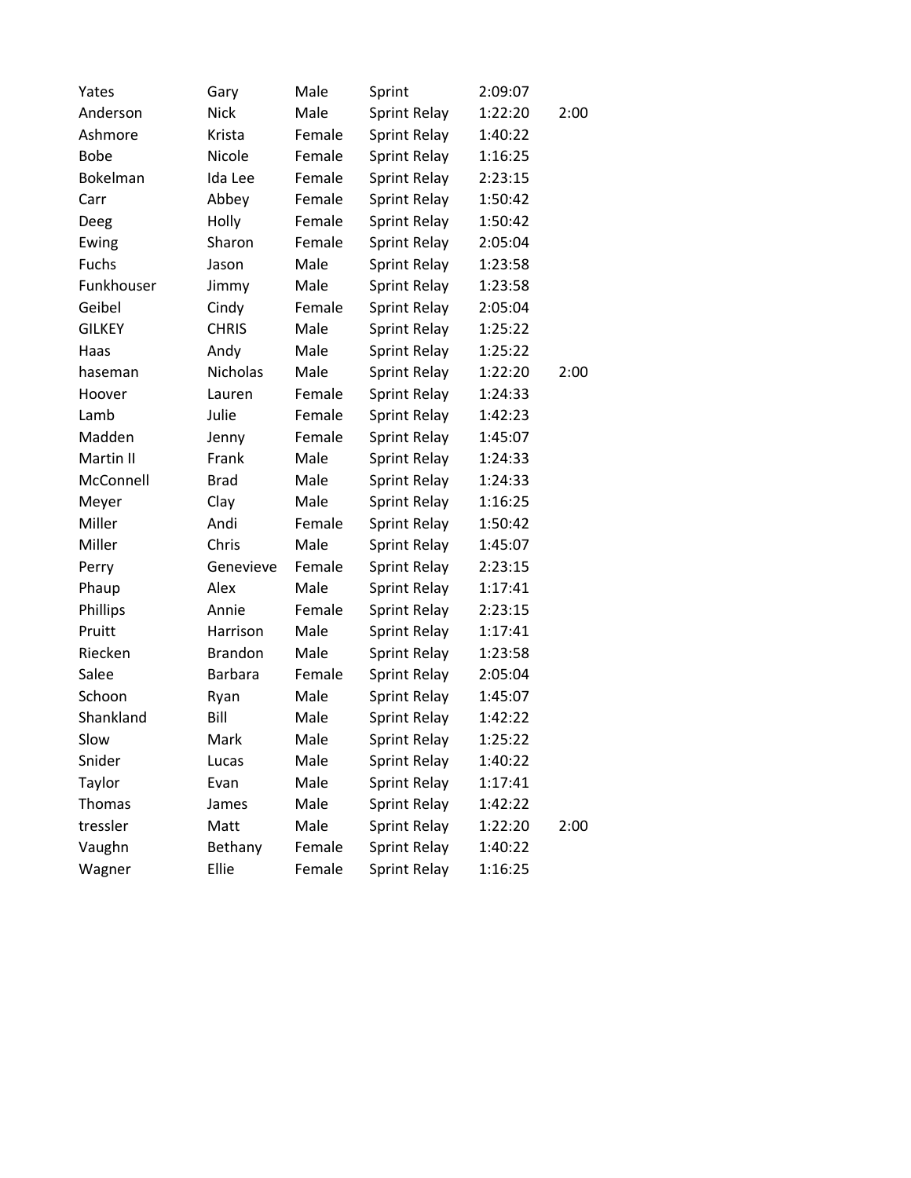| | | | | | |
|---|---|---|---|---|---|
| Yates | Gary | Male | Sprint | 2:09:07 | |
| Anderson | Nick | Male | Sprint Relay | 1:22:20 | 2:00 |
| Ashmore | Krista | Female | Sprint Relay | 1:40:22 | |
| Bobe | Nicole | Female | Sprint Relay | 1:16:25 | |
| Bokelman | Ida Lee | Female | Sprint Relay | 2:23:15 | |
| Carr | Abbey | Female | Sprint Relay | 1:50:42 | |
| Deeg | Holly | Female | Sprint Relay | 1:50:42 | |
| Ewing | Sharon | Female | Sprint Relay | 2:05:04 | |
| Fuchs | Jason | Male | Sprint Relay | 1:23:58 | |
| Funkhouser | Jimmy | Male | Sprint Relay | 1:23:58 | |
| Geibel | Cindy | Female | Sprint Relay | 2:05:04 | |
| GILKEY | CHRIS | Male | Sprint Relay | 1:25:22 | |
| Haas | Andy | Male | Sprint Relay | 1:25:22 | |
| haseman | Nicholas | Male | Sprint Relay | 1:22:20 | 2:00 |
| Hoover | Lauren | Female | Sprint Relay | 1:24:33 | |
| Lamb | Julie | Female | Sprint Relay | 1:42:23 | |
| Madden | Jenny | Female | Sprint Relay | 1:45:07 | |
| Martin II | Frank | Male | Sprint Relay | 1:24:33 | |
| McConnell | Brad | Male | Sprint Relay | 1:24:33 | |
| Meyer | Clay | Male | Sprint Relay | 1:16:25 | |
| Miller | Andi | Female | Sprint Relay | 1:50:42 | |
| Miller | Chris | Male | Sprint Relay | 1:45:07 | |
| Perry | Genevieve | Female | Sprint Relay | 2:23:15 | |
| Phaup | Alex | Male | Sprint Relay | 1:17:41 | |
| Phillips | Annie | Female | Sprint Relay | 2:23:15 | |
| Pruitt | Harrison | Male | Sprint Relay | 1:17:41 | |
| Riecken | Brandon | Male | Sprint Relay | 1:23:58 | |
| Salee | Barbara | Female | Sprint Relay | 2:05:04 | |
| Schoon | Ryan | Male | Sprint Relay | 1:45:07 | |
| Shankland | Bill | Male | Sprint Relay | 1:42:22 | |
| Slow | Mark | Male | Sprint Relay | 1:25:22 | |
| Snider | Lucas | Male | Sprint Relay | 1:40:22 | |
| Taylor | Evan | Male | Sprint Relay | 1:17:41 | |
| Thomas | James | Male | Sprint Relay | 1:42:22 | |
| tressler | Matt | Male | Sprint Relay | 1:22:20 | 2:00 |
| Vaughn | Bethany | Female | Sprint Relay | 1:40:22 | |
| Wagner | Ellie | Female | Sprint Relay | 1:16:25 | |